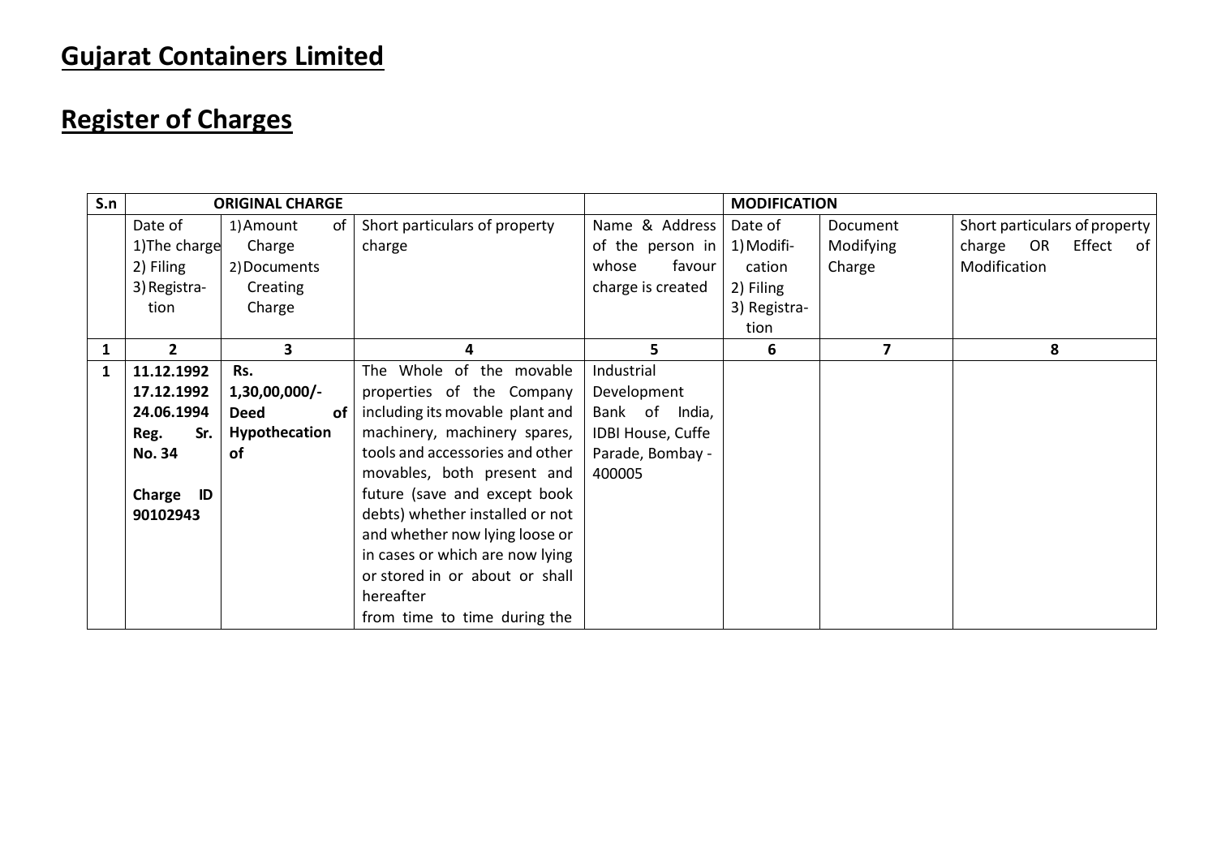# Gujarat Containers Limited

# Register of Charges

| S.n | ORIGINAL CHARGE | | | | MODIFICATION | | |
|---|---|---|---|---|---|---|---|
| | Date of 1)The charge 2) Filing 3) Registration | 1) Amount of Charge 2) Documents Creating Charge | Short particulars of property charge | Name & Address of the person in whose favour charge is created | Date of 1) Modification 2) Filing 3) Registration | Document Modifying Charge | Short particulars of property charge OR Effect of Modification |
| 1 | 2 | 3 | 4 | 5 | 6 | 7 | 8 |
| 1 | **11.12.1992** **17.12.1992** **24.06.1994** **Reg. Sr. No. 34** **Charge ID 90102943** | **Rs. 1,30,00,000/-** **Deed of Hypothecation of** | The Whole of the movable properties of the Company including its movable plant and machinery, machinery spares, tools and accessories and other movables, both present and future (save and except book debts) whether installed or not and whether now lying loose or in cases or which are now lying or stored in or about or shall hereafter from time to time during the | Industrial Development Bank of India, IDBI House, Cuffe Parade, Bombay - 400005 | | | |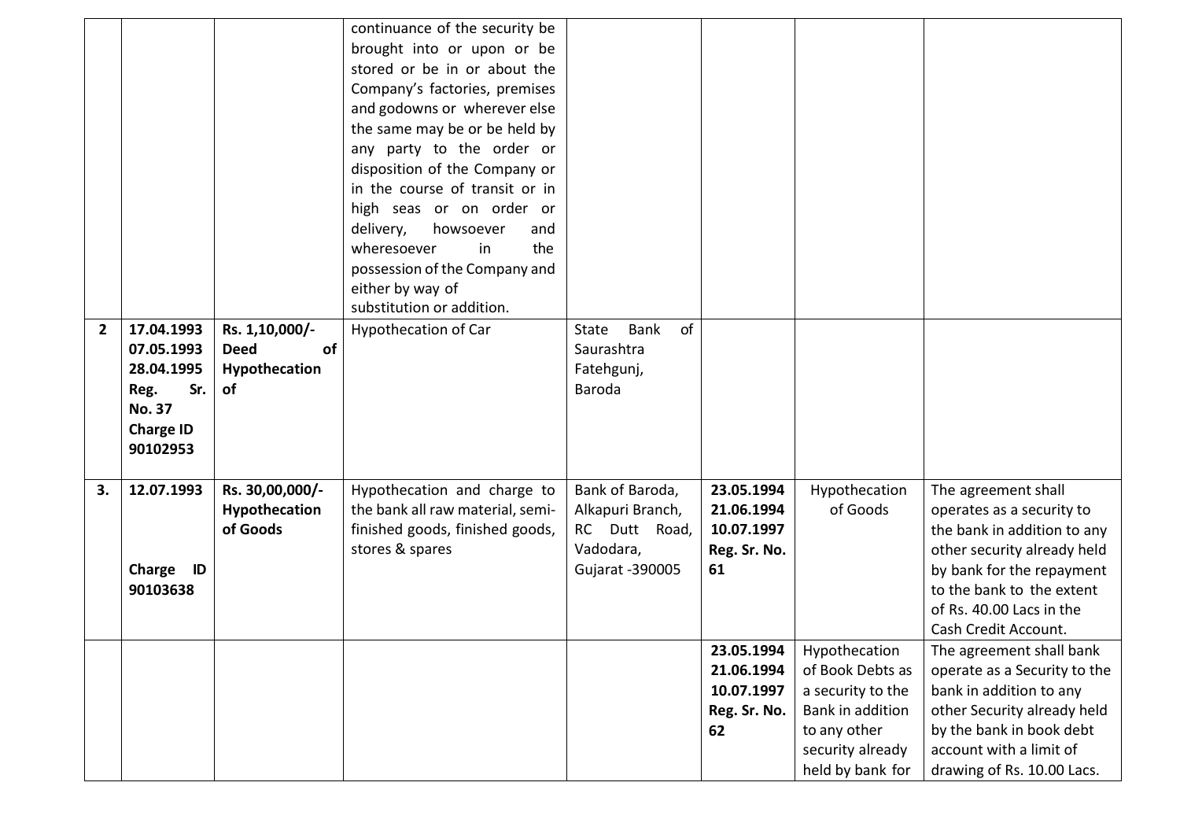| | | | | | | | |
|---|---|---|---|---|---|---|---|
| | | | continuance of the security be brought into or upon or be stored or be in or about the Company's factories, premises and godowns or wherever else the same may be or be held by any party to the order or disposition of the Company or in the course of transit or in high seas or on order or delivery, howsoever and wheresoever in the possession of the Company and either by way of substitution or addition. | | | | |
| **2** | **17.04.1993 07.05.1993 28.04.1995 Reg. Sr. No. 37 Charge ID 90102953** | **Rs. 1,10,000/- Deed of Hypothecation of** | Hypothecation of Car | State Bank of Saurashtra Fatehgunj, Baroda | | | |
| **3.** | **12.07.1993 Charge ID 90103638** | **Rs. 30,00,000/- Hypothecation of Goods** | Hypothecation and charge to the bank all raw material, semi-finished goods, finished goods, stores & spares | Bank of Baroda, Alkapuri Branch, RC Dutt Road, Vadodara, Gujarat -390005 | **23.05.1994 21.06.1994 10.07.1997 Reg. Sr. No. 61** | Hypothecation of Goods | The agreement shall operates as a security to the bank in addition to any other security already held by bank for the repayment to the bank to the extent of Rs. 40.00 Lacs in the Cash Credit Account. |
| | | | | | **23.05.1994 21.06.1994 10.07.1997 Reg. Sr. No. 62** | Hypothecation of Book Debts as a security to the Bank in addition to any other security already held by bank for | The agreement shall bank operate as a Security to the bank in addition to any other Security already held by the bank in book debt account with a limit of drawing of Rs. 10.00 Lacs. |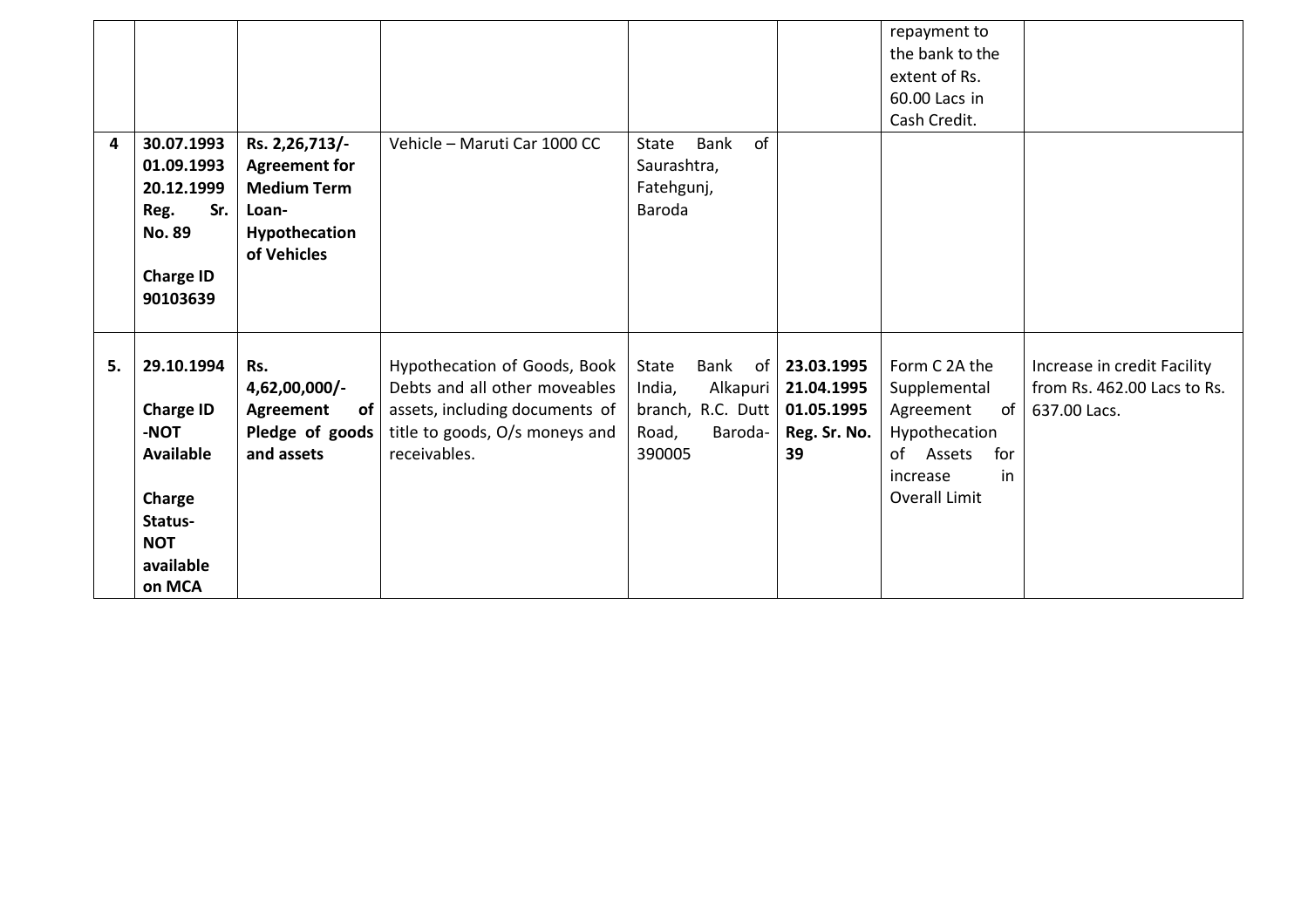| | | | | | | | |
|---|---|---|---|---|---|---|---|
| | | | | | | repayment to the bank to the extent of Rs. 60.00 Lacs in Cash Credit. | |
| 4 | **30.07.1993 01.09.1993 20.12.1999 Reg. Sr. No. 89**<br><br>**Charge ID 90103639** | **Rs. 2,26,713/- Agreement for Medium Term Loan- Hypothecation of Vehicles** | Vehicle – Maruti Car 1000 CC | State Bank of Saurashtra, Fatehgunj, Baroda | | | |
| 5. | **29.10.1994**<br><br>**Charge ID -NOT Available**<br><br>**Charge Status- NOT available on MCA** | **Rs. 4,62,00,000/- Agreement of Pledge of goods and assets** | Hypothecation of Goods, Book Debts and all other moveables assets, including documents of title to goods, O/s moneys and receivables. | State Bank of India, Alkapuri branch, R.C. Dutt Road, Baroda-390005 | **23.03.1995 21.04.1995 01.05.1995 Reg. Sr. No. 39** | Form C 2A the Supplemental Agreement of Hypothecation of Assets for increase in Overall Limit | Increase in credit Facility from Rs. 462.00 Lacs to Rs. 637.00 Lacs. |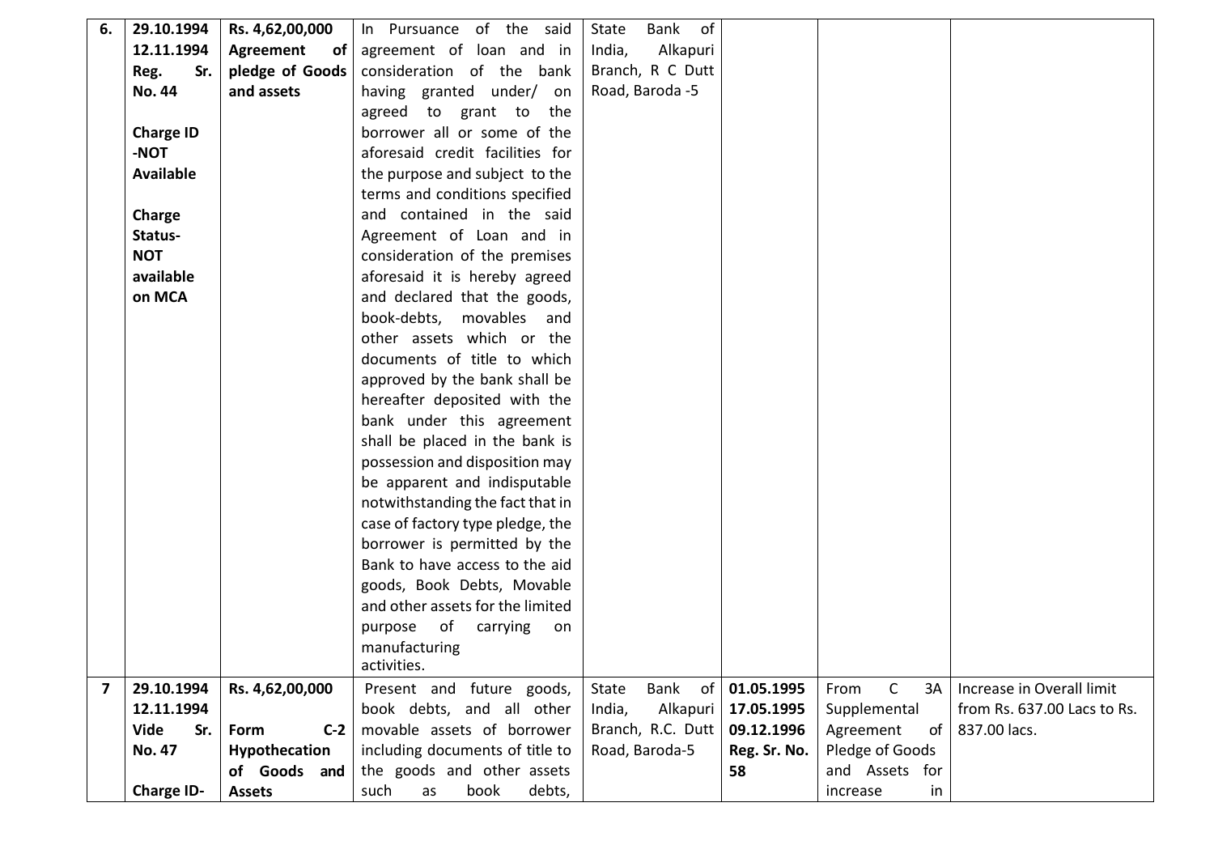| | | | | | | | |
|---|---|---|---|---|---|---|---|
| **6.** | **29.10.1994 12.11.1994 Reg. Sr. No. 44**<br><br>**Charge ID -NOT Available**<br><br>**Charge Status- NOT available on MCA** | **Rs. 4,62,00,000**<br>**Agreement of pledge of Goods and assets** | In Pursuance of the said agreement of loan and in consideration of the bank having granted under/ on agreed to grant to the borrower all or some of the aforesaid credit facilities for the purpose and subject to the terms and conditions specified and contained in the said Agreement of Loan and in consideration of the premises aforesaid it is hereby agreed and declared that the goods, book-debts, movables and other assets which or the documents of title to which approved by the bank shall be hereafter deposited with the bank under this agreement shall be placed in the bank is possession and disposition may be apparent and indisputable notwithstanding the fact that in case of factory type pledge, the borrower is permitted by the Bank to have access to the aid goods, Book Debts, Movable and other assets for the limited purpose of carrying on manufacturing activities. | State Bank of India, Alkapuri Branch, R C Dutt Road, Baroda -5 | | | |
| **7** | **29.10.1994 12.11.1994 Vide Sr. No. 47**<br><br>**Charge ID-** | **Rs. 4,62,00,000**<br><br>**Form C-2 Hypothecation of Goods and Assets** | Present and future goods, book debts, and all other movable assets of borrower including documents of title to the goods and other assets such as book debts, | State Bank of India, Alkapuri Branch, R.C. Dutt Road, Baroda-5 | **01.05.1995 17.05.1995 09.12.1996 Reg. Sr. No. 58** | From C 3A Supplemental Agreement of Pledge of Goods and Assets for increase in | Increase in Overall limit from Rs. 637.00 Lacs to Rs. 837.00 lacs. |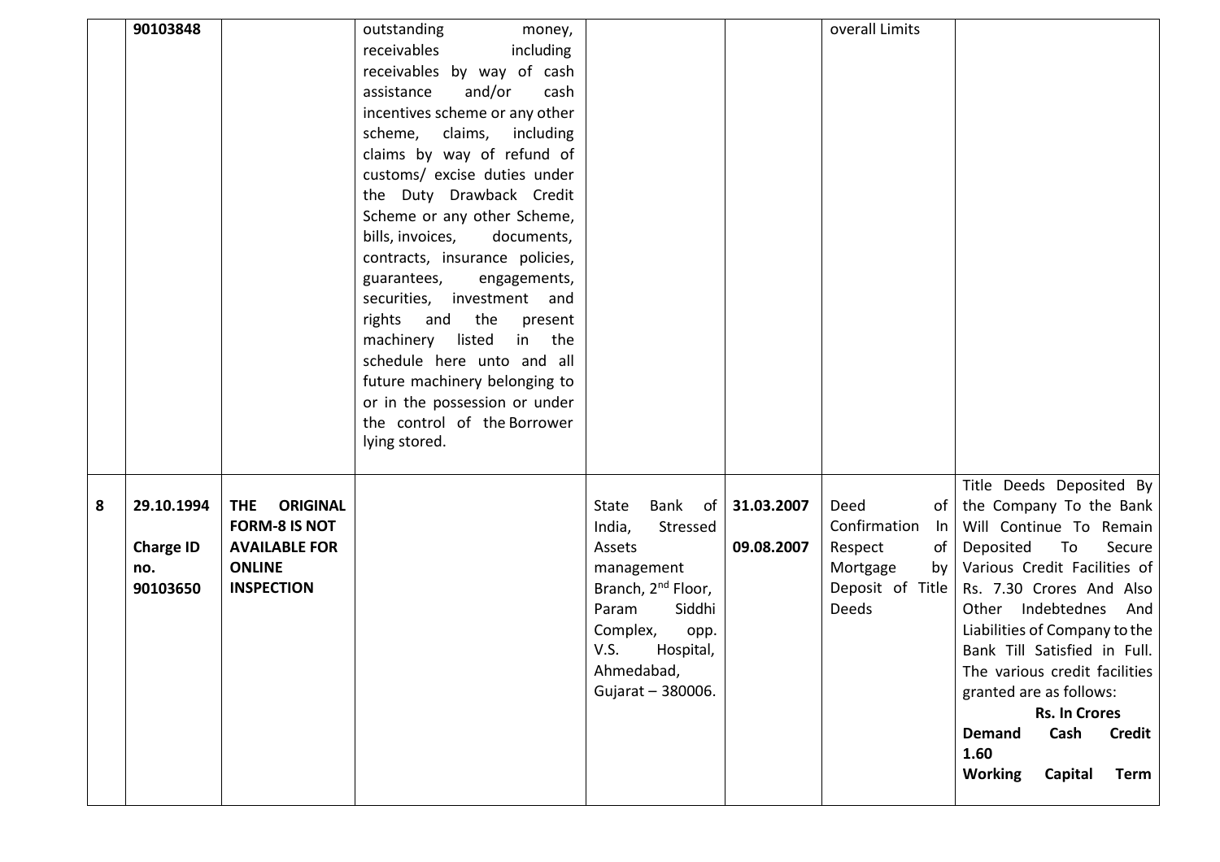| | | | | | | | |
|---|---|---|---|---|---|---|---|
| | **90103848** | | outstanding money, receivables including receivables by way of cash assistance and/or cash incentives scheme or any other scheme, claims, including claims by way of refund of customs/ excise duties under the Duty Drawback Credit Scheme or any other Scheme, bills, invoices, documents, contracts, insurance policies, guarantees, engagements, securities, investment and rights and the present machinery listed in the schedule here unto and all future machinery belonging to or in the possession or under the control of the Borrower lying stored. | | | overall Limits | |
| **8** | **29.10.1994**<br><br>**Charge ID no. 90103650** | **THE ORIGINAL FORM-8 IS NOT AVAILABLE FOR ONLINE INSPECTION** | | State Bank of India, Stressed Assets management Branch, 2nd Floor, Param Siddhi Complex, opp. V.S. Hospital, Ahmedabad, Gujarat – 380006. | **31.03.2007**<br><br>**09.08.2007** | Deed of Confirmation In Respect of Mortgage by Deposit of Title Deeds | Title Deeds Deposited By the Company To the Bank Will Continue To Remain Deposited To Secure Various Credit Facilities of Rs. 7.30 Crores And Also Other Indebtednes And Liabilities of Company to the Bank Till Satisfied in Full. The various credit facilities granted are as follows:<br>**Rs. In Crores**<br>**Demand Cash Credit 1.60**<br>**Working Capital Term** |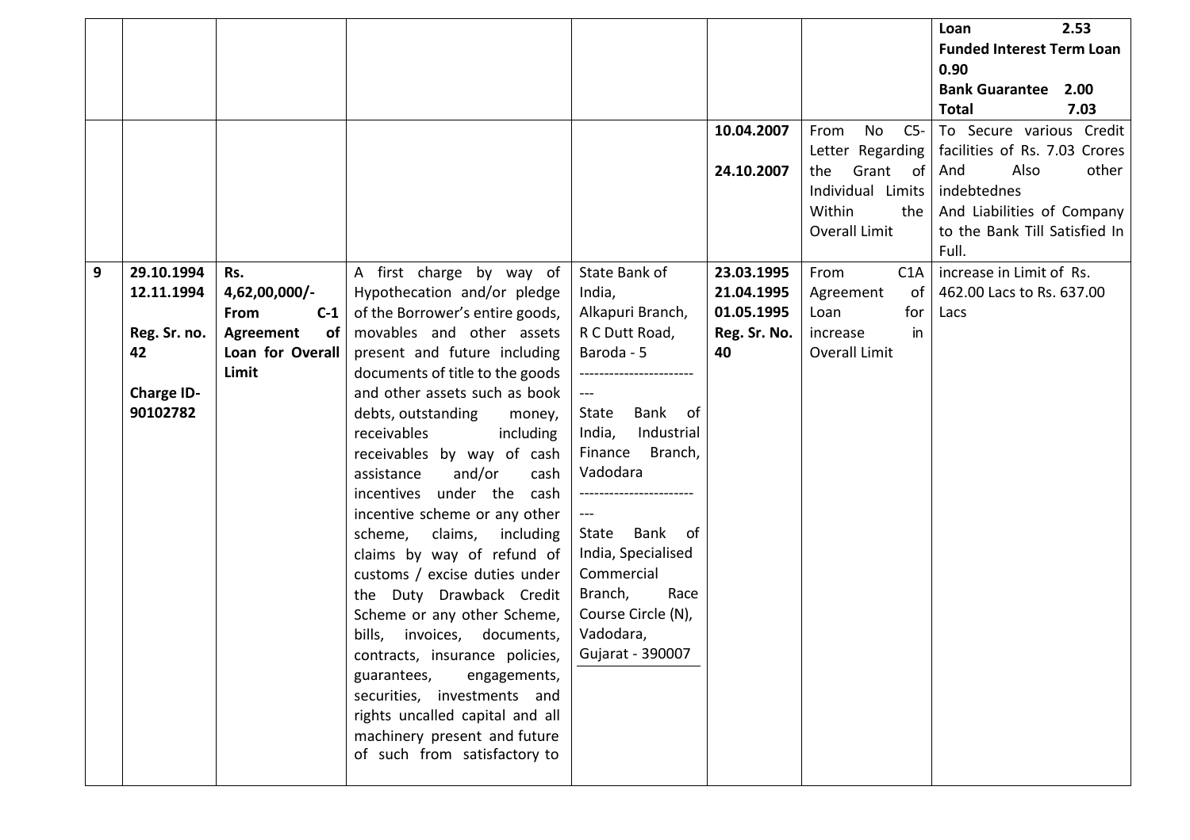|  |  |  |  |  |  |  | **Loan 2.53**<br>**Funded Interest Term Loan 0.90**<br>**Bank Guarantee 2.00**<br>**Total 7.03** |
|---|---|---|---|---|---|---|---|
|  |  |  |  |  | **10.04.2007**<br><br>**24.10.2007** | From No C5- Letter Regarding the Grant of Individual Limits Within the Overall Limit | To Secure various Credit facilities of Rs. 7.03 Crores And Also other indebtednes And Liabilities of Company to the Bank Till Satisfied In Full. |
| **9** | **29.10.1994**<br>**12.11.1994**<br><br>**Reg. Sr. no. 42**<br><br>**Charge ID-90102782** | **Rs. 4,62,00,000/- From C-1 Agreement of Loan for Overall Limit** | A first charge by way of Hypothecation and/or pledge of the Borrower's entire goods, movables and other assets present and future including documents of title to the goods and other assets such as book debts, outstanding money, receivables including receivables by way of cash assistance and/or cash incentives under the cash incentive scheme or any other scheme, claims, including claims by way of refund of customs / excise duties under the Duty Drawback Credit Scheme or any other Scheme, bills, invoices, documents, contracts, insurance policies, guarantees, engagements, securities, investments and rights uncalled capital and all machinery present and future of such from satisfactory to | State Bank of India, Alkapuri Branch, R C Dutt Road, Baroda - 5<br>-------------------------<br>State Bank of India, Industrial Finance Branch, Vadodara<br>-------------------------<br>State Bank of India, Specialised Commercial Branch, Race Course Circle (N), Vadodara, Gujarat - 390007 | **23.03.1995**<br>**21.04.1995**<br>**01.05.1995**<br>**Reg. Sr. No. 40** | From C1A Agreement of Loan for increase in Overall Limit | increase in Limit of Rs. 462.00 Lacs to Rs. 637.00 Lacs |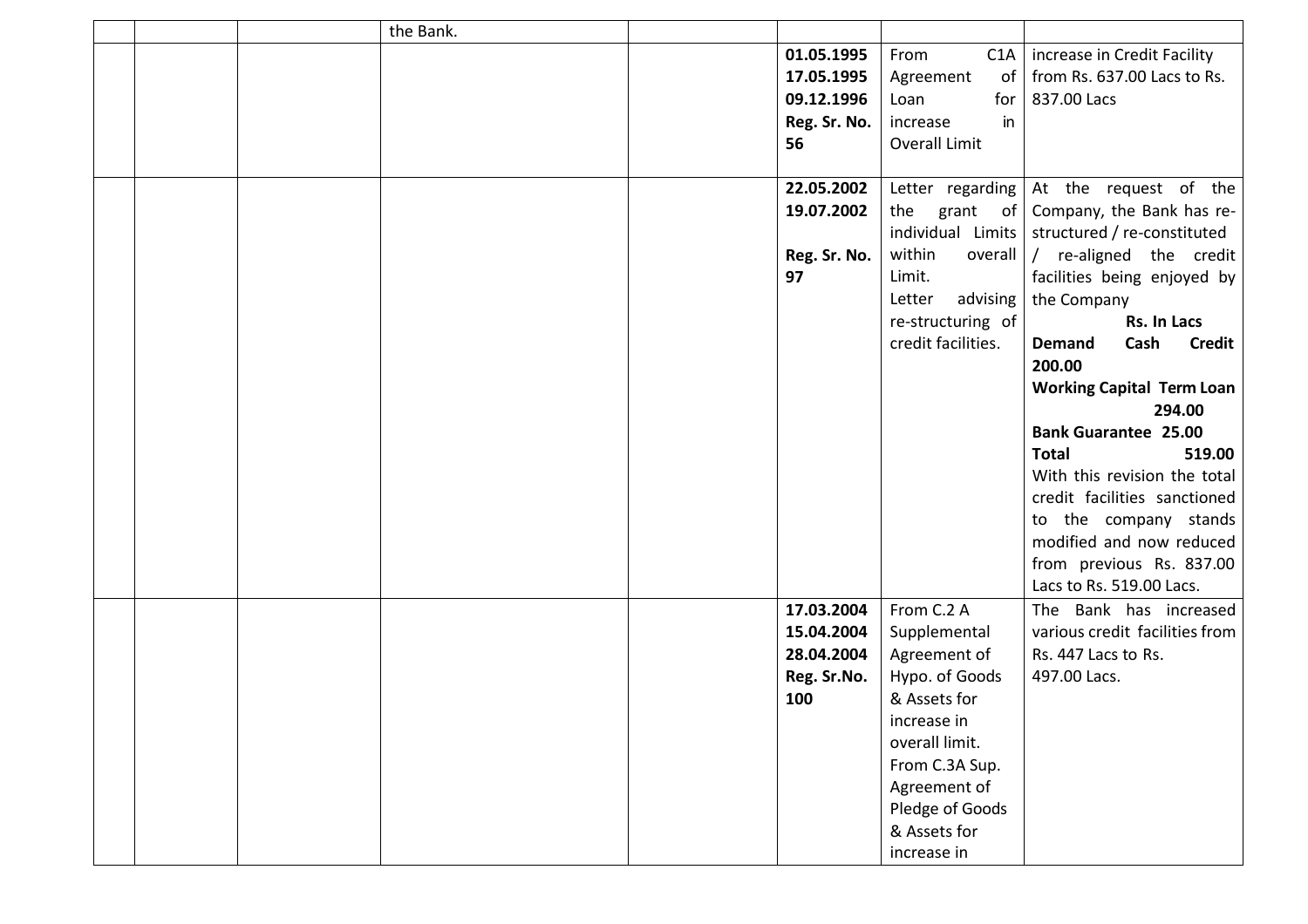|  |  |  |  |  |  |  |  |
|---|---|---|---|---|---|---|---|
|  |  |  | the Bank. |  |  |  |  |
|  |  |  |  |  | **01.05.1995** **17.05.1995** **09.12.1996** **Reg. Sr. No. 56** | From C1A Agreement of Loan for increase in Overall Limit | increase in Credit Facility from Rs. 637.00 Lacs to Rs. 837.00 Lacs |
|  |  |  |  |  | **22.05.2002** **19.07.2002** **Reg. Sr. No. 97** | Letter regarding the grant of individual Limits within overall Limit. Letter advising re-structuring of credit facilities. | At the request of the Company, the Bank has re-structured / re-constituted / re-aligned the credit facilities being enjoyed by the Company **Rs. In Lacs** **Demand Cash Credit 200.00** **Working Capital Term Loan 294.00** **Bank Guarantee 25.00** **Total 519.00** With this revision the total credit facilities sanctioned to the company stands modified and now reduced from previous Rs. 837.00 Lacs to Rs. 519.00 Lacs. |
|  |  |  |  |  | **17.03.2004** **15.04.2004** **28.04.2004** **Reg. Sr.No. 100** | From C.2 A Supplemental Agreement of Hypo. of Goods & Assets for increase in overall limit. From C.3A Sup. Agreement of Pledge of Goods & Assets for increase in | The Bank has increased various credit facilities from Rs. 447 Lacs to Rs. 497.00 Lacs. |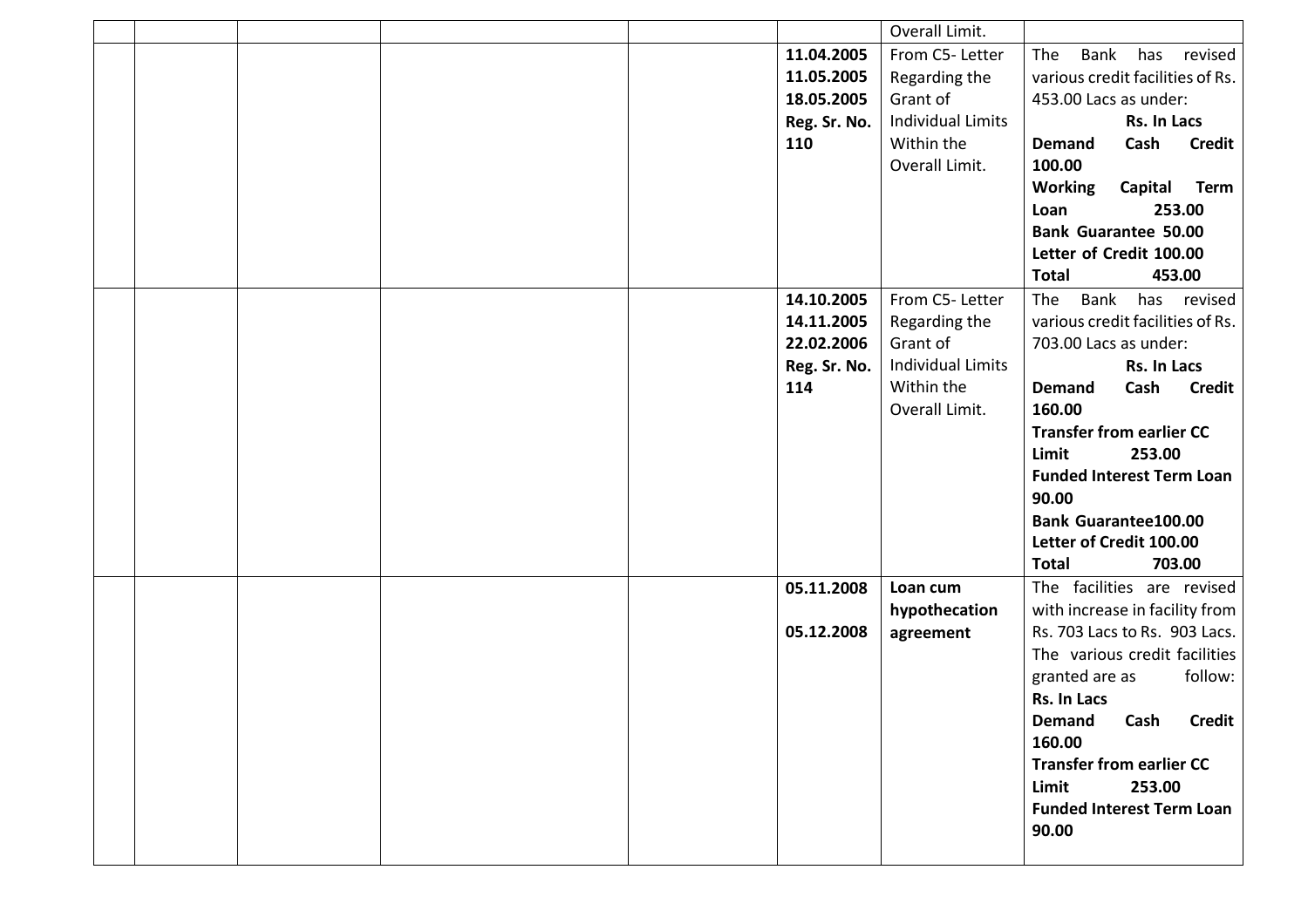| | | | | | | | |
|---|---|---|---|---|---|---|---|
| | | | | | | Overall Limit. | |
| | | | | | **11.04.2005** **11.05.2005** **18.05.2005** **Reg. Sr. No. 110** | From C5- Letter Regarding the Grant of Individual Limits Within the Overall Limit. | The Bank has revised various credit facilities of Rs. 453.00 Lacs as under: **Rs. In Lacs** **Demand Cash Credit 100.00** **Working Capital Term Loan 253.00** **Bank Guarantee 50.00** **Letter of Credit 100.00** **Total 453.00** |
| | | | | | **14.10.2005** **14.11.2005** **22.02.2006** **Reg. Sr. No. 114** | From C5- Letter Regarding the Grant of Individual Limits Within the Overall Limit. | The Bank has revised various credit facilities of Rs. 703.00 Lacs as under: **Rs. In Lacs** **Demand Cash Credit 160.00** **Transfer from earlier CC Limit 253.00** **Funded Interest Term Loan 90.00** **Bank Guarantee100.00** **Letter of Credit 100.00** **Total 703.00** |
| | | | | | **05.11.2008** **05.12.2008** | **Loan cum hypothecation agreement** | The facilities are revised with increase in facility from Rs. 703 Lacs to Rs. 903 Lacs. The various credit facilities granted are as follow: **Rs. In Lacs** **Demand Cash Credit 160.00** **Transfer from earlier CC Limit 253.00** **Funded Interest Term Loan 90.00** |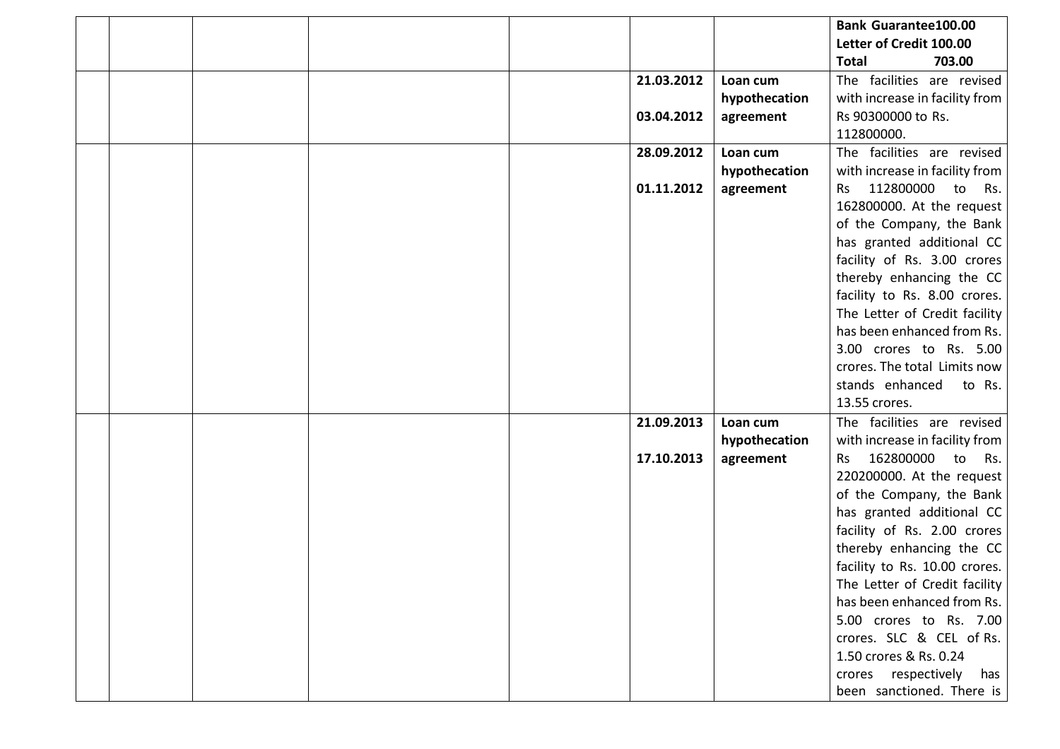| | | | | | | |
|---|---|---|---|---|---|---|
| | | | | | | **Bank Guarantee100.00**<br>**Letter of Credit 100.00**<br>**Total 703.00** |
| | | | | **21.03.2012**<br><br>**03.04.2012** | **Loan cum hypothecation agreement** | The facilities are revised with increase in facility from Rs 90300000 to Rs. 112800000. |
| | | | | **28.09.2012**<br><br>**01.11.2012** | **Loan cum hypothecation agreement** | The facilities are revised with increase in facility from Rs 112800000 to Rs. 162800000. At the request of the Company, the Bank has granted additional CC facility of Rs. 3.00 crores thereby enhancing the CC facility to Rs. 8.00 crores. The Letter of Credit facility has been enhanced from Rs. 3.00 crores to Rs. 5.00 crores. The total Limits now stands enhanced to Rs. 13.55 crores. |
| | | | | **21.09.2013**<br><br>**17.10.2013** | **Loan cum hypothecation agreement** | The facilities are revised with increase in facility from Rs 162800000 to Rs. 220200000. At the request of the Company, the Bank has granted additional CC facility of Rs. 2.00 crores thereby enhancing the CC facility to Rs. 10.00 crores. The Letter of Credit facility has been enhanced from Rs. 5.00 crores to Rs. 7.00 crores. SLC & CEL of Rs. 1.50 crores & Rs. 0.24 crores respectively has been sanctioned. There is |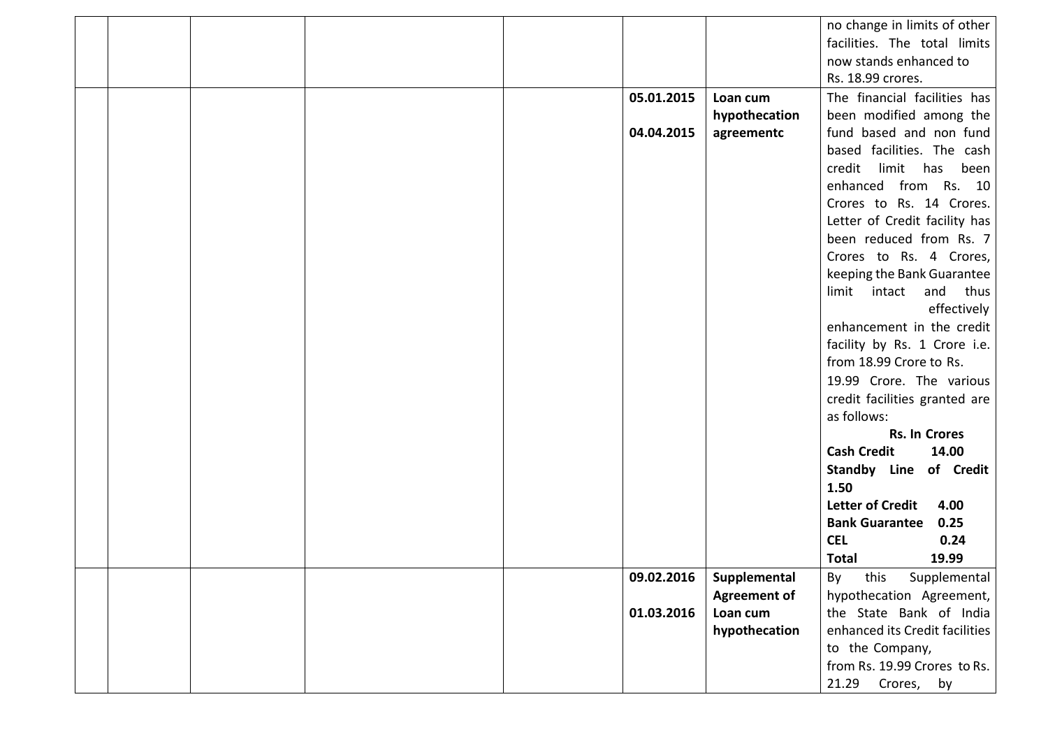| | | | | | | | |
|---|---|---|---|---|---|---|---|
| | | | | | | | no change in limits of other facilities. The total limits now stands enhanced to Rs. 18.99 crores. |
| | | | | | 05.01.2015<br><br>04.04.2015 | **Loan cum hypothecation agreementc** | The financial facilities has been modified among the fund based and non fund based facilities. The cash credit limit has been enhanced from Rs. 10 Crores to Rs. 14 Crores. Letter of Credit facility has been reduced from Rs. 7 Crores to Rs. 4 Crores, keeping the Bank Guarantee limit intact and thus effectively enhancement in the credit facility by Rs. 1 Crore i.e. from 18.99 Crore to Rs. 19.99 Crore. The various credit facilities granted are as follows:<br>**Rs. In Crores**<br>**Cash Credit 14.00**<br>**Standby Line of Credit 1.50**<br>**Letter of Credit 4.00**<br>**Bank Guarantee 0.25**<br>**CEL 0.24**<br>**Total 19.99** |
| | | | | | 09.02.2016<br><br>01.03.2016 | **Supplemental Agreement of Loan cum hypothecation** | By this Supplemental hypothecation Agreement, the State Bank of India enhanced its Credit facilities to the Company, from Rs. 19.99 Crores to Rs. 21.29 Crores, by |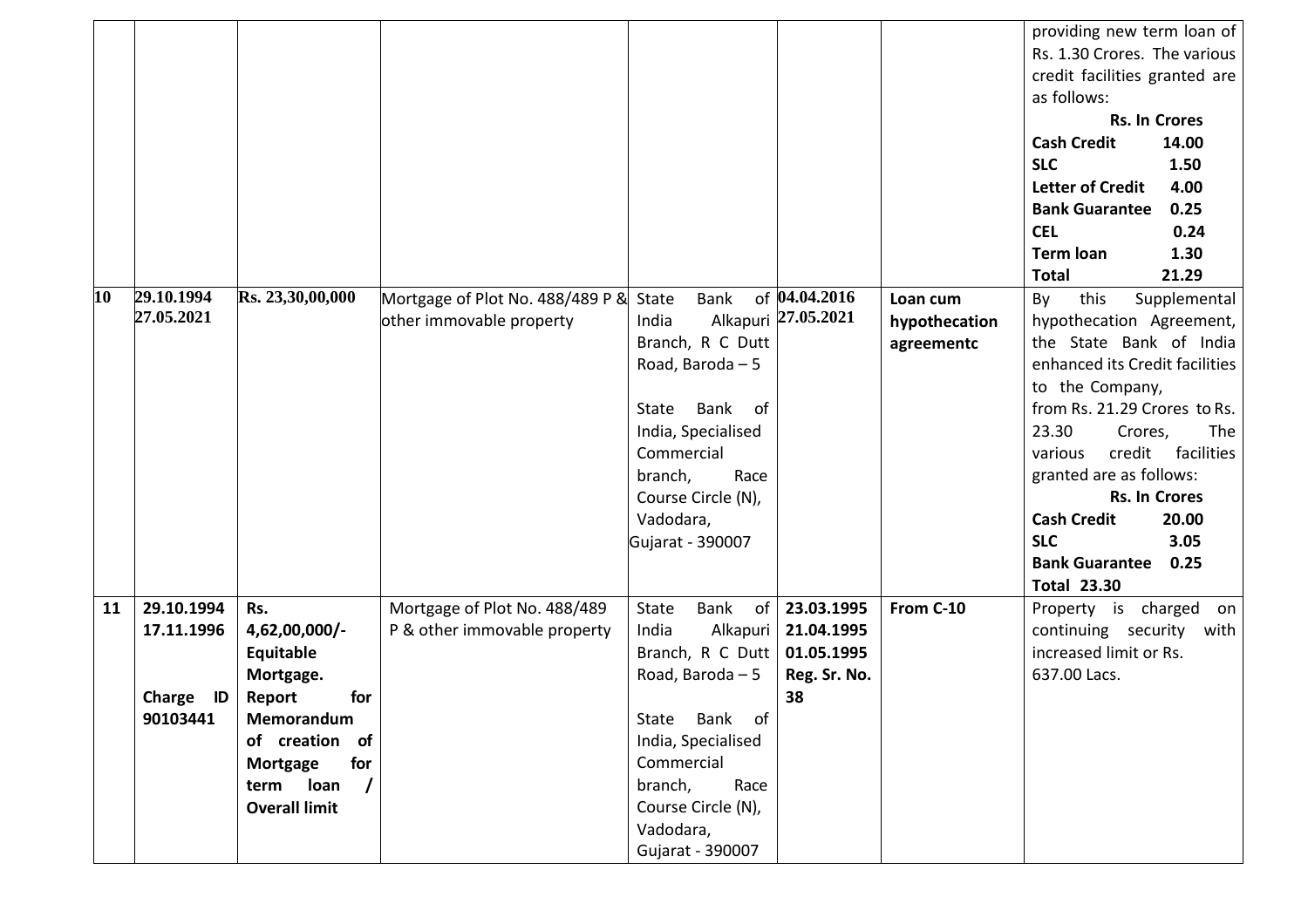| | | | | | | | |
|---|---|---|---|---|---|---|---|
| | | | | | | | providing new term loan of Rs. 1.30 Crores. The various credit facilities granted are as follows:<br>**Rs. In Crores**<br>**Cash Credit 14.00**<br>**SLC 1.50**<br>**Letter of Credit 4.00**<br>**Bank Guarantee 0.25**<br>**CEL 0.24**<br>**Term loan 1.30**<br>**Total 21.29** |
| **10** | **29.10.1994**<br>**27.05.2021** | **Rs. 23,30,00,000** | Mortgage of Plot No. 488/489 P & other immovable property | State Bank of India Alkapuri Branch, R C Dutt Road, Baroda – 5<br><br>State Bank of India, Specialised Commercial branch, Race Course Circle (N), Vadodara, Gujarat - 390007 | **04.04.2016**<br>**27.05.2021** | **Loan cum hypothecation agreementc** | By this Supplemental hypothecation Agreement, the State Bank of India enhanced its Credit facilities to the Company, from Rs. 21.29 Crores to Rs. 23.30 Crores, The various credit facilities granted are as follows:<br>**Rs. In Crores**<br>**Cash Credit 20.00**<br>**SLC 3.05**<br>**Bank Guarantee 0.25**<br>**Total 23.30** |
| **11** | **29.10.1994**<br>**17.11.1996**<br><br>**Charge ID 90103441** | **Rs. 4,62,00,000/-**<br>**Equitable Mortgage.**<br>**Report for Memorandum of creation of Mortgage for term loan / Overall limit** | Mortgage of Plot No. 488/489 P & other immovable property | State Bank of India Alkapuri Branch, R C Dutt Road, Baroda – 5<br><br>State Bank of India, Specialised Commercial branch, Race Course Circle (N), Vadodara, Gujarat - 390007 | **23.03.1995**<br>**21.04.1995**<br>**01.05.1995**<br>**Reg. Sr. No. 38** | **From C-10** | Property is charged on continuing security with increased limit or Rs. 637.00 Lacs. |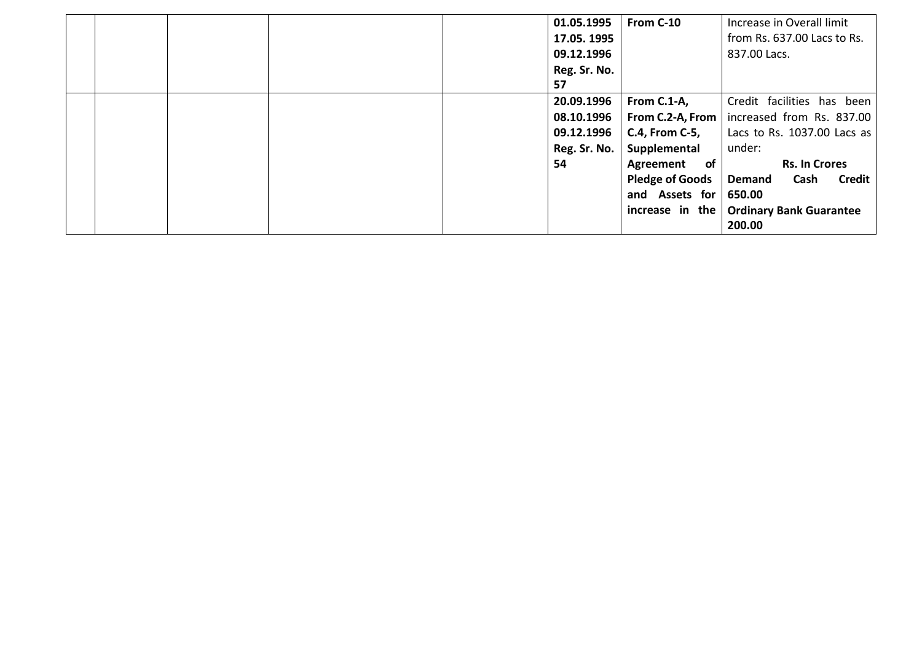|  |  |  |  |  | **01.05.1995 17.05. 1995 09.12.1996 Reg. Sr. No. 57** | **From C-10** | Increase in Overall limit from Rs. 637.00 Lacs to Rs. 837.00 Lacs. |
|---|---|---|---|---|---|---|---|
|  |  |  |  |  | **20.09.1996 08.10.1996 09.12.1996 Reg. Sr. No. 54** | **From C.1-A, From C.2-A, From C.4, From C-5, Supplemental Agreement of Pledge of Goods and Assets for increase in the** | Credit facilities has been increased from Rs. 837.00 Lacs to Rs. 1037.00 Lacs as under: **Rs. In Crores** **Demand Cash Credit 650.00** **Ordinary Bank Guarantee 200.00** |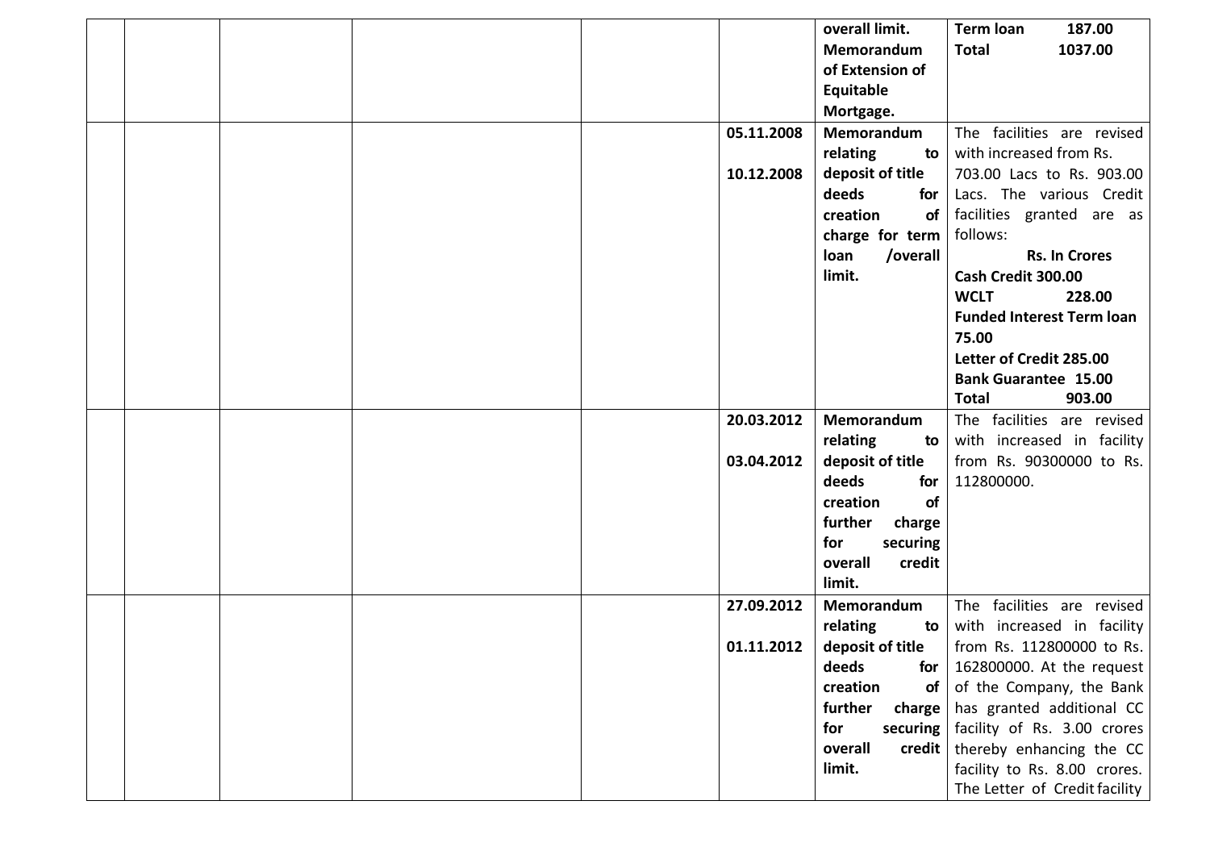| | | | | | | | |
|---|---|---|---|---|---|---|---|
| | | | | | | **overall limit. Memorandum of Extension of Equitable Mortgage.** | **Term loan 187.00**<br>**Total 1037.00** |
| | | | | | **05.11.2008**<br><br>**10.12.2008** | **Memorandum relating to deposit of title deeds for creation of charge for term loan /overall limit.** | The facilities are revised with increased from Rs. 703.00 Lacs to Rs. 903.00 Lacs. The various Credit facilities granted are as follows:<br>**Rs. In Crores**<br>**Cash Credit 300.00**<br>**WCLT 228.00**<br>**Funded Interest Term loan 75.00**<br>**Letter of Credit 285.00**<br>**Bank Guarantee 15.00**<br>**Total 903.00** |
| | | | | | **20.03.2012**<br><br>**03.04.2012** | **Memorandum relating to deposit of title deeds for creation of further charge for securing overall credit limit.** | The facilities are revised with increased in facility from Rs. 90300000 to Rs. 112800000. |
| | | | | | **27.09.2012**<br><br>**01.11.2012** | **Memorandum relating to deposit of title deeds for creation of further charge for securing overall credit limit.** | The facilities are revised with increased in facility from Rs. 112800000 to Rs. 162800000. At the request of the Company, the Bank has granted additional CC facility of Rs. 3.00 crores thereby enhancing the CC facility to Rs. 8.00 crores. The Letter of Credit facility |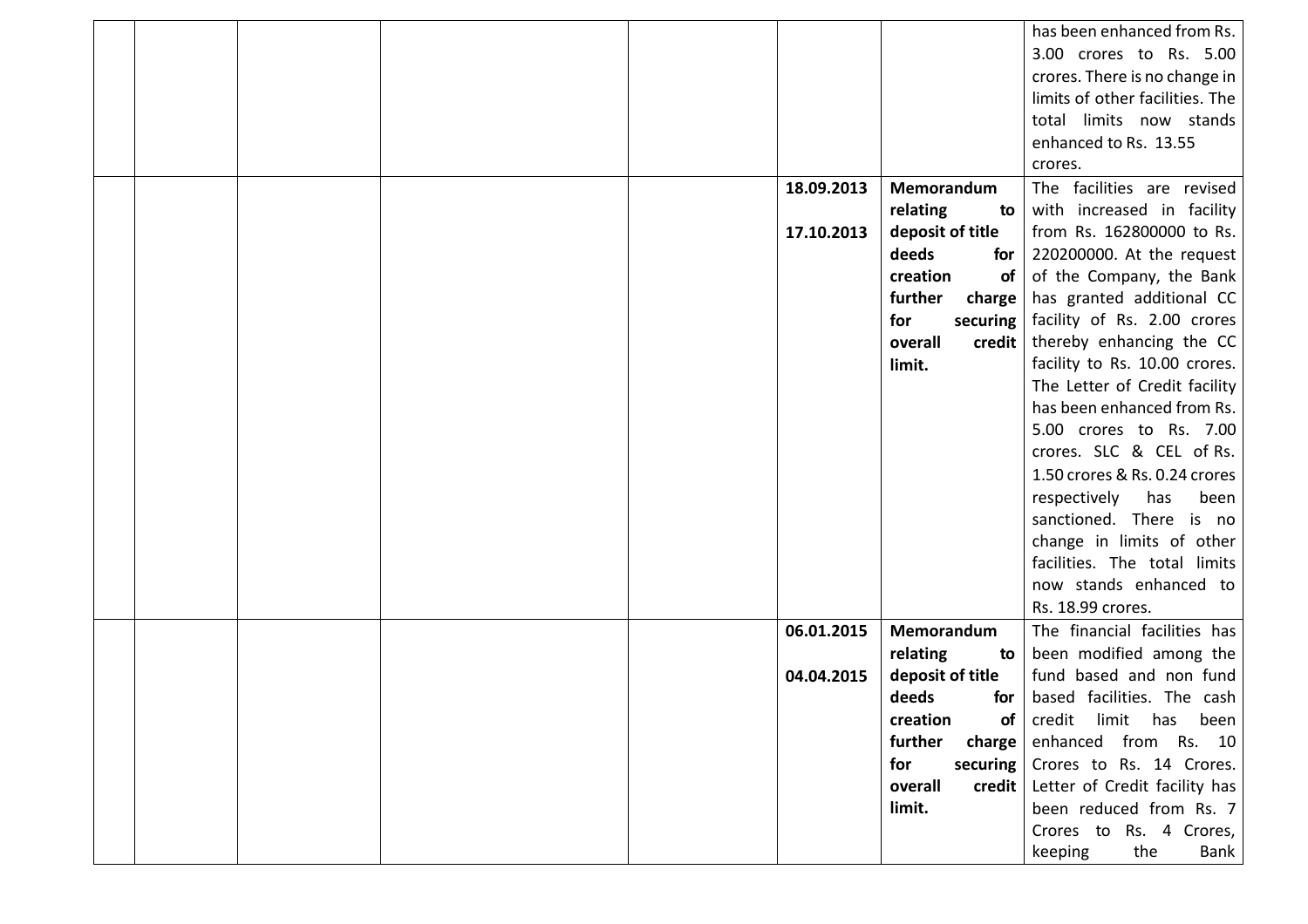| | | | | | | | |
|---|---|---|---|---|---|---|---|
| | | | | | | | has been enhanced from Rs. 3.00 crores to Rs. 5.00 crores. There is no change in limits of other facilities. The total limits now stands enhanced to Rs. 13.55 crores. |
| | | | | | 18.09.2013<br><br>17.10.2013 | **Memorandum relating to deposit of title deeds for creation of further charge for securing overall credit limit.** | The facilities are revised with increased in facility from Rs. 162800000 to Rs. 220200000. At the request of the Company, the Bank has granted additional CC facility of Rs. 2.00 crores thereby enhancing the CC facility to Rs. 10.00 crores. The Letter of Credit facility has been enhanced from Rs. 5.00 crores to Rs. 7.00 crores. SLC & CEL of Rs. 1.50 crores & Rs. 0.24 crores respectively has been sanctioned. There is no change in limits of other facilities. The total limits now stands enhanced to Rs. 18.99 crores. |
| | | | | | 06.01.2015<br><br>04.04.2015 | **Memorandum relating to deposit of title deeds for creation of further charge for securing overall credit limit.** | The financial facilities has been modified among the fund based and non fund based facilities. The cash credit limit has been enhanced from Rs. 10 Crores to Rs. 14 Crores. Letter of Credit facility has been reduced from Rs. 7 Crores to Rs. 4 Crores, keeping the Bank |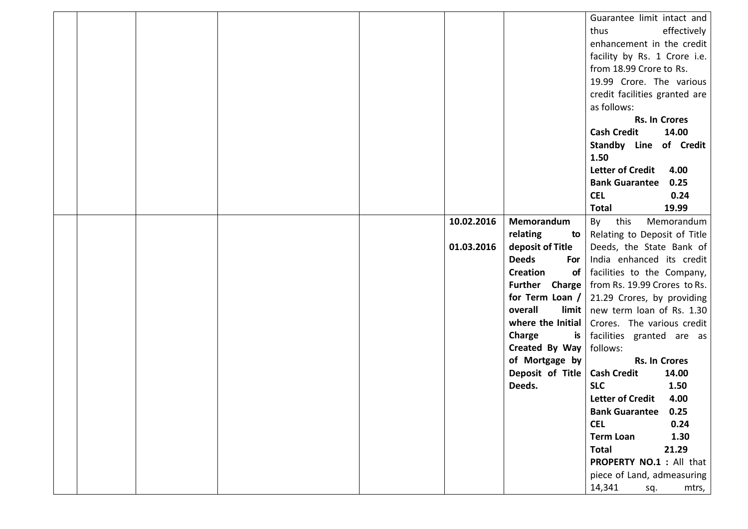| | | | | | | | |
|---|---|---|---|---|---|---|---|
| | | | | | | | Guarantee limit intact and thus effectively enhancement in the credit facility by Rs. 1 Crore i.e. from 18.99 Crore to Rs. 19.99 Crore. The various credit facilities granted are as follows:<br>**Rs. In Crores**<br>**Cash Credit 14.00**<br>**Standby Line of Credit 1.50**<br>**Letter of Credit 4.00**<br>**Bank Guarantee 0.25**<br>**CEL 0.24**<br>**Total 19.99** |
| | | | | | **10.02.2016**<br><br>**01.03.2016** | **Memorandum relating to deposit of Title Deeds For Creation of Further Charge for Term Loan / overall limit where the Initial Charge is Created By Way of Mortgage by Deposit of Title Deeds.** | By this Memorandum Relating to Deposit of Title Deeds, the State Bank of India enhanced its credit facilities to the Company, from Rs. 19.99 Crores to Rs. 21.29 Crores, by providing new term loan of Rs. 1.30 Crores. The various credit facilities granted are as follows:<br>**Rs. In Crores**<br>**Cash Credit 14.00**<br>**SLC 1.50**<br>**Letter of Credit 4.00**<br>**Bank Guarantee 0.25**<br>**CEL 0.24**<br>**Term Loan 1.30**<br>**Total 21.29**<br>**PROPERTY NO.1 :** All that piece of Land, admeasuring 14,341 sq. mtrs, |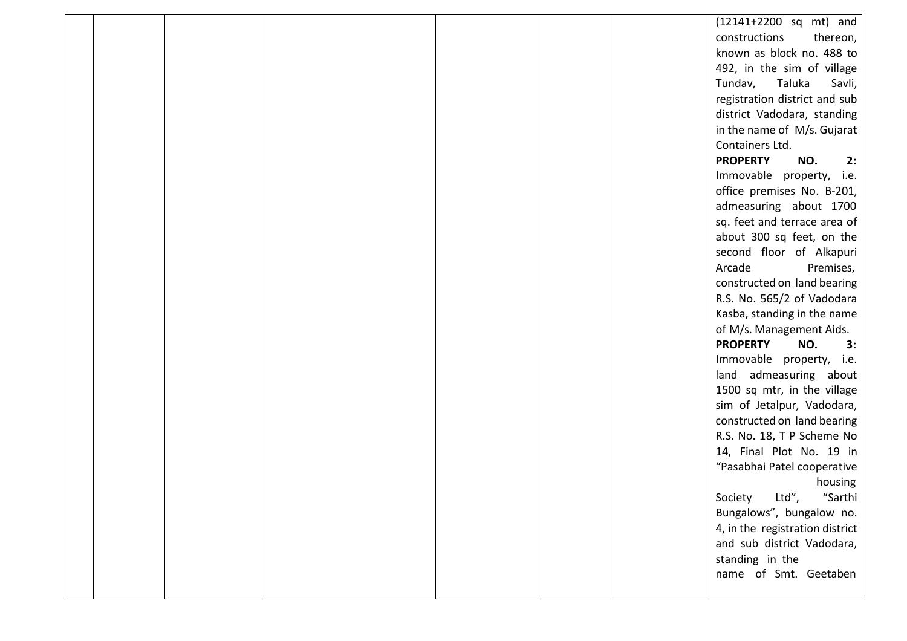|  |  |  |  |  |  |  | (12141+2200 sq mt) and constructions thereon, known as block no. 488 to 492, in the sim of village Tundav, Taluka Savli, registration district and sub district Vadodara, standing in the name of M/s. Gujarat Containers Ltd.<br>**PROPERTY NO. 2:** Immovable property, i.e. office premises No. B-201, admeasuring about 1700 sq. feet and terrace area of about 300 sq feet, on the second floor of Alkapuri Arcade Premises, constructed on land bearing R.S. No. 565/2 of Vadodara Kasba, standing in the name of M/s. Management Aids.<br>**PROPERTY NO. 3:** Immovable property, i.e. land admeasuring about 1500 sq mtr, in the village sim of Jetalpur, Vadodara, constructed on land bearing R.S. No. 18, T P Scheme No 14, Final Plot No. 19 in "Pasabhai Patel cooperative housing Society Ltd", "Sarthi Bungalows", bungalow no. 4, in the registration district and sub district Vadodara, standing in the name of Smt. Geetaben |
|---|---|---|---|---|---|---|---|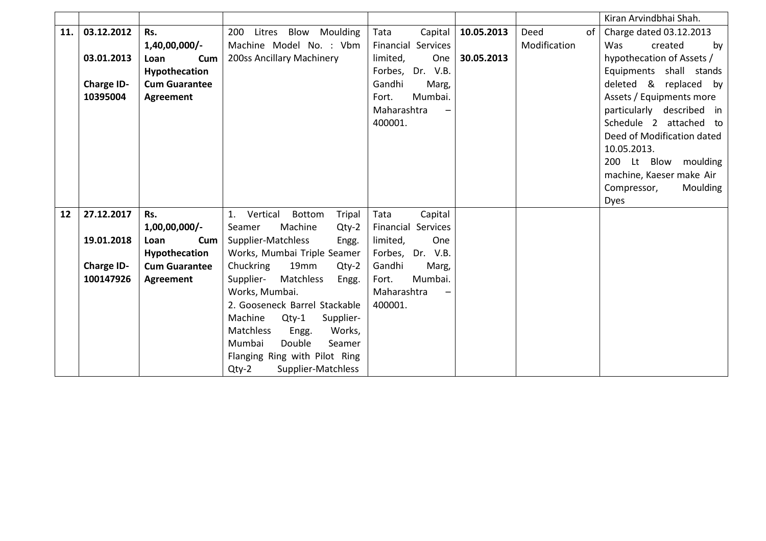|  |  |  |  |  |  |  | Kiran Arvindbhai Shah. |
|---|---|---|---|---|---|---|---|
| **11.** | **03.12.2012**<br><br>**03.01.2013**<br><br>**Charge ID-10395004** | **Rs. 1,40,00,000/- Loan Cum Hypothecation Cum Guarantee Agreement** | 200 Litres Blow Moulding Machine Model No. : Vbm 200ss Ancillary Machinery | Tata Capital Financial Services limited, One Forbes, Dr. V.B. Gandhi Marg, Fort. Mumbai. Maharashtra – 400001. | **10.05.2013**<br><br>**30.05.2013** | Deed of Modification | Charge dated 03.12.2013 Was created by hypothecation of Assets / Equipments shall stands deleted & replaced by Assets / Equipments more particularly described in Schedule 2 attached to Deed of Modification dated 10.05.2013.<br>200 Lt Blow moulding machine, Kaeser make Air Compressor, Moulding Dyes |
| **12** | **27.12.2017**<br><br>**19.01.2018**<br><br>**Charge ID-100147926** | **Rs. 1,00,00,000/- Loan Cum Hypothecation Cum Guarantee Agreement** | 1. Vertical Bottom Tripal Seamer Machine Qty-2 Supplier-Matchless Engg. Works, Mumbai Triple Seamer Chuckring 19mm Qty-2 Supplier- Matchless Engg. Works, Mumbai.<br>2. Gooseneck Barrel Stackable Machine Qty-1 Supplier-Matchless Engg. Works, Mumbai Double Seamer Flanging Ring with Pilot Ring Qty-2 Supplier-Matchless | Tata Capital Financial Services limited, One Forbes, Dr. V.B. Gandhi Marg, Fort. Mumbai. Maharashtra – 400001. |  |  |  |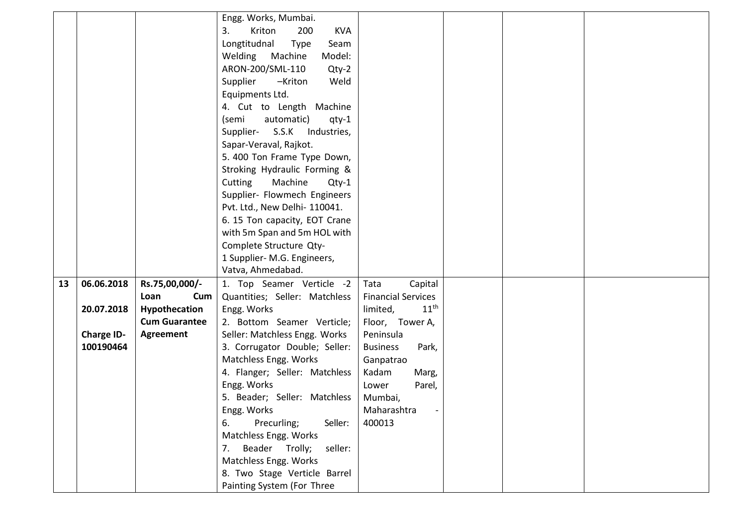| | | | | | | | |
|---|---|---|---|---|---|---|---|
| | | | Engg. Works, Mumbai.<br>3. Kriton 200 KVA Longtitudnal Type Seam Welding Machine Model: ARON-200/SML-110 Qty-2 Supplier –Kriton Weld Equipments Ltd.<br>4. Cut to Length Machine (semi automatic) qty-1 Supplier- S.S.K Industries, Sapar-Veraval, Rajkot.<br>5. 400 Ton Frame Type Down, Stroking Hydraulic Forming & Cutting Machine Qty-1 Supplier- Flowmech Engineers Pvt. Ltd., New Delhi- 110041.<br>6. 15 Ton capacity, EOT Crane with 5m Span and 5m HOL with Complete Structure Qty-1 Supplier- M.G. Engineers, Vatva, Ahmedabad. | | | | |
| **13** | **06.06.2018**<br><br>**20.07.2018**<br><br>**Charge ID-100190464** | **Rs.75,00,000/- Loan Cum Hypothecation Cum Guarantee Agreement** | 1. Top Seamer Verticle -2 Quantities; Seller: Matchless Engg. Works<br>2. Bottom Seamer Verticle; Seller: Matchless Engg. Works<br>3. Corrugator Double; Seller: Matchless Engg. Works<br>4. Flanger; Seller: Matchless Engg. Works<br>5. Beader; Seller: Matchless Engg. Works<br>6. Precurling; Seller: Matchless Engg. Works<br>7. Beader Trolly; seller: Matchless Engg. Works<br>8. Two Stage Verticle Barrel Painting System (For Three | Tata Capital Financial Services limited, 11th Floor, Tower A, Peninsula Business Park, Ganpatrao Kadam Marg, Lower Parel, Mumbai, Maharashtra - 400013 | | | |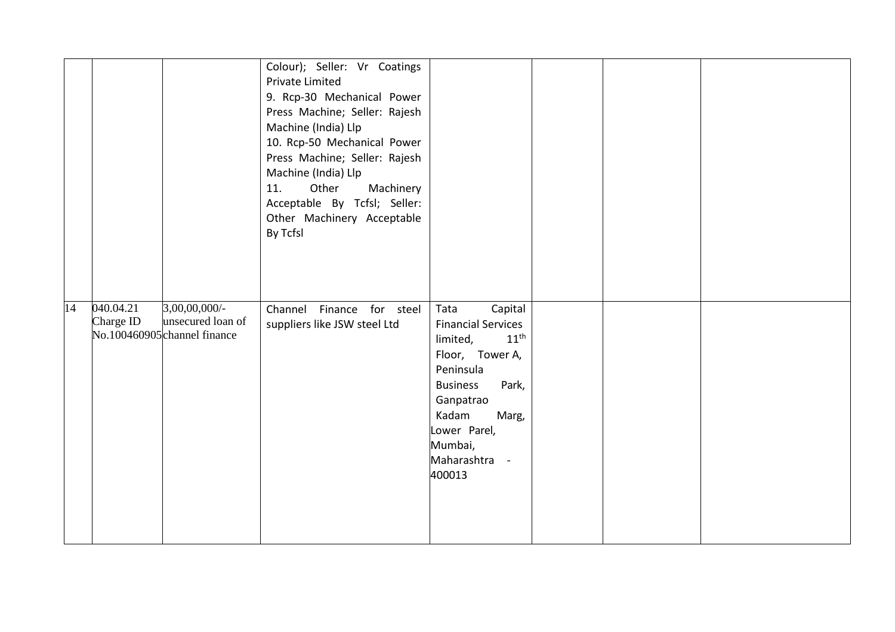| | | | | | | | |
|---|---|---|---|---|---|---|---|
| | | | Colour); Seller: Vr Coatings Private Limited<br>9. Rcp-30 Mechanical Power Press Machine; Seller: Rajesh Machine (India) Llp<br>10. Rcp-50 Mechanical Power Press Machine; Seller: Rajesh Machine (India) Llp<br>11. Other Machinery Acceptable By Tcfsl; Seller: Other Machinery Acceptable By Tcfsl | | | | |
| 14 | 040.04.21 Charge ID No.100460905 | 3,00,00,000/- unsecured loan of channel finance | Channel Finance for steel suppliers like JSW steel Ltd | Tata Capital Financial Services limited, 11th Floor, Tower A, Peninsula Business Park, Ganpatrao Kadam Marg, Lower Parel, Mumbai, Maharashtra - 400013 | | | |